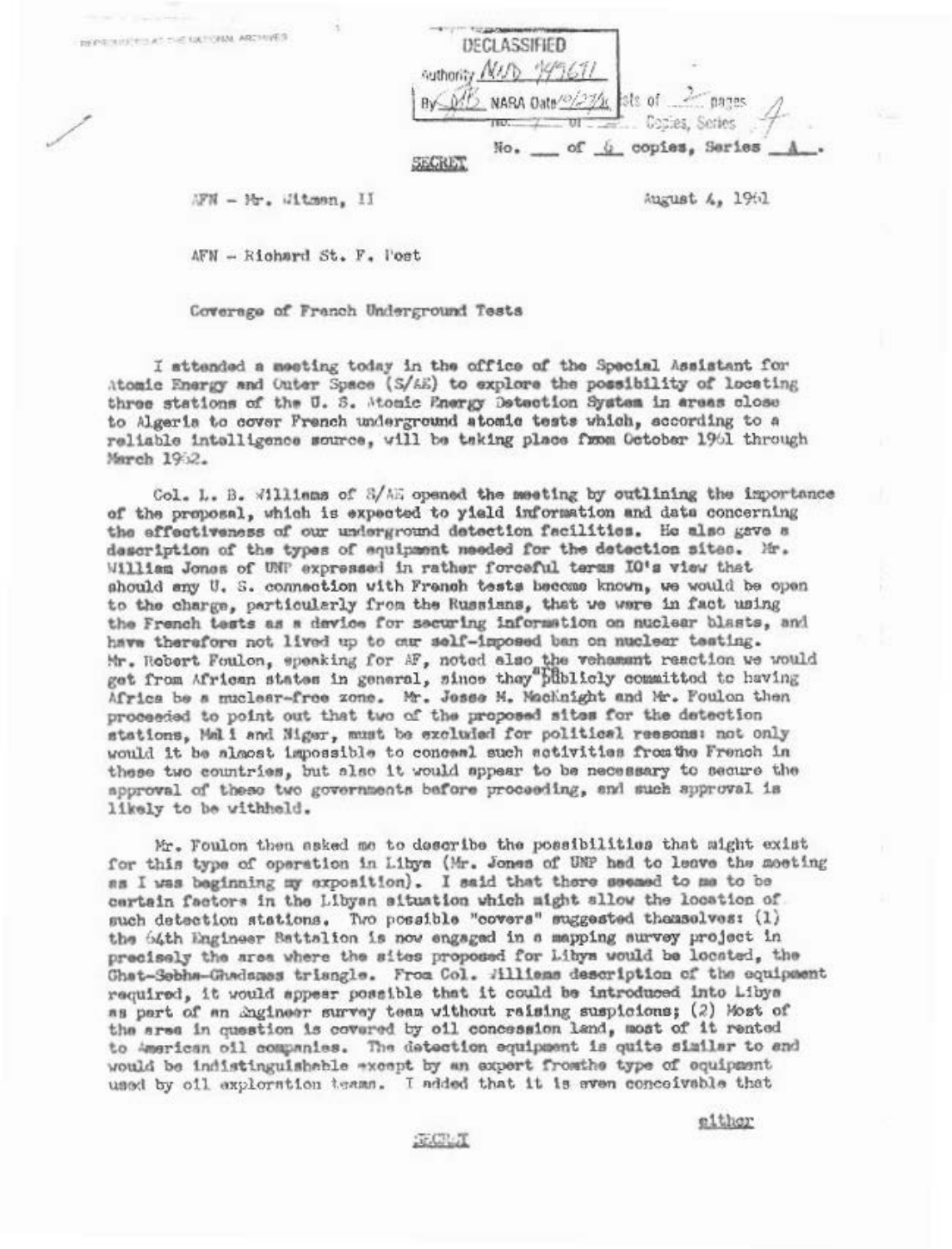REPRODUCED AT THE NATIONAL ARCHIVES

DECLASSIFIED
Authority NND 949671
By [illegible] NARA Date 10/27/[illegible]

No. ___ of 6 copies, Series A.

SECRET

AFN - Mr. Witman, II

August 4, 1961

AFN - Richard St. F. Post

Coverage of French Underground Tests

I attended a meeting today in the office of the Special Assistant for Atomic Energy and Outer Space (S/AE) to explore the possibility of locating three stations of the U. S. Atomic Energy Detection System in areas close to Algeria to cover French underground atomic tests which, according to a reliable intelligence source, will be taking place from October 1961 through March 1962.

Col. L. B. Williams of S/AE opened the meeting by outlining the importance of the proposal, which is expected to yield information and data concerning the effectiveness of our underground detection facilities. He also gave a description of the types of equipment needed for the detection sites. Mr. William Jones of UNP expressed in rather forceful terms IO's view that should any U. S. connection with French tests become known, we would be open to the charge, particularly from the Russians, that we were in fact using the French tests as a device for securing information on nuclear blasts, and have therefore not lived up to our self-imposed ban on nuclear testing. Mr. Robert Foulon, speaking for AF, noted also the vehement reaction we would get from African states in general, since they are publicly committed to having Africa be a nuclear-free zone. Mr. Jesse M. MacKnight and Mr. Foulon then proceeded to point out that two of the proposed sites for the detection stations, Mali and Niger, must be excluded for political reasons: not only would it be almost impossible to conceal such activities from the French in these two countries, but also it would appear to be necessary to secure the approval of these two governments before proceeding, and such approval is likely to be withheld.

Mr. Foulon then asked me to describe the possibilities that might exist for this type of operation in Libya (Mr. Jones of UNP had to leave the meeting as I was beginning my exposition). I said that there seemed to me to be certain factors in the Libyan situation which might allow the location of such detection stations. Two possible "covers" suggested themselves: (1) the 64th Engineer Battalion is now engaged in a mapping survey project in precisely the area where the sites proposed for Libya would be located, the Ghat-Sebha-Ghadames triangle. From Col. Williams description of the equipment required, it would appear possible that it could be introduced into Libya as part of an Engineer survey team without raising suspicions; (2) Most of the area in question is covered by oil concession land, most of it rented to American oil companies. The detection equipment is quite similar to and would be indistinguishable except by an expert from the type of equipment used by oil exploration teams. I added that it is even conceivable that

either

SECRET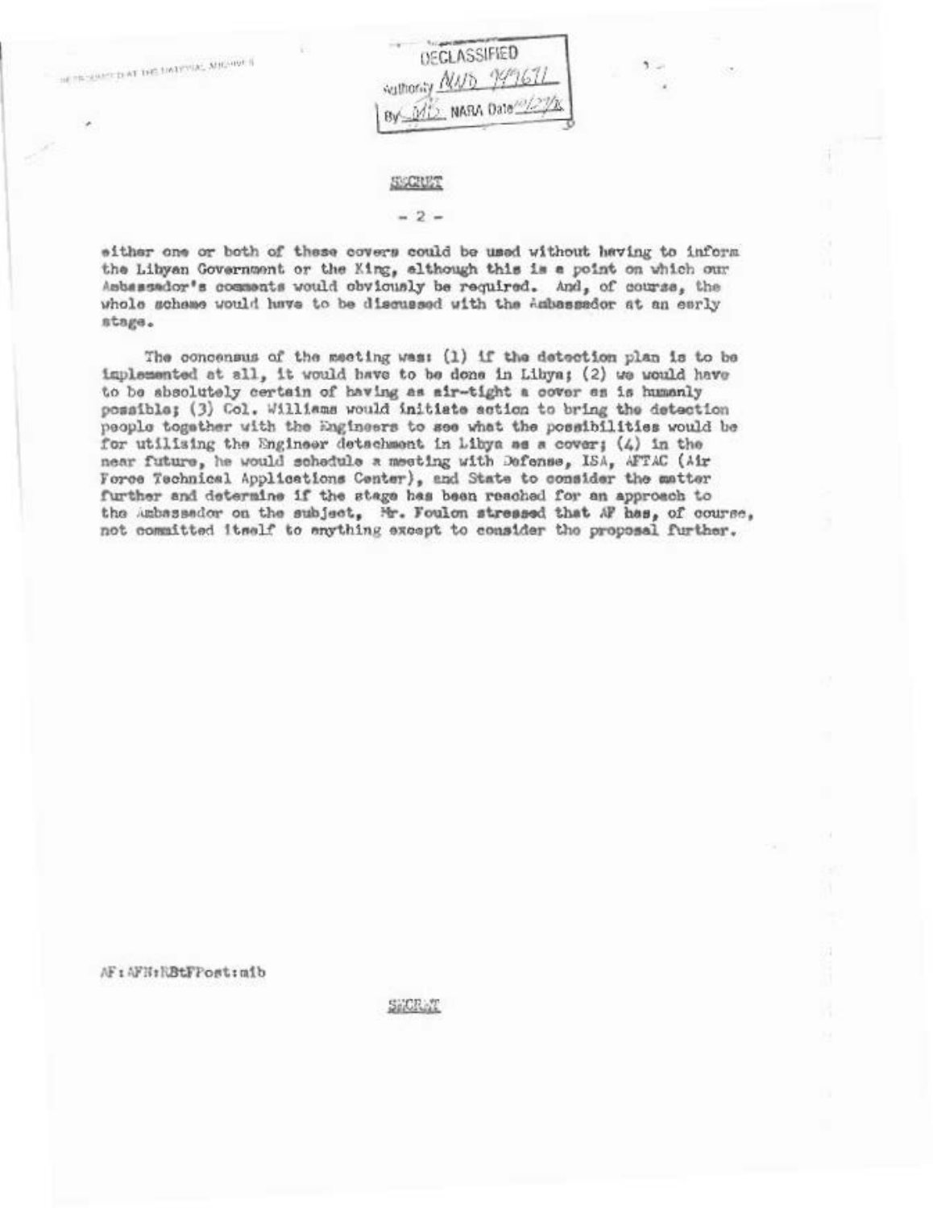DECLASSIFIED
Authority NND 979671
By MS NARA Date 10/27/98

SECRET

either one or both of these covers could be used without having to inform the Libyan Government or the King, although this is a point on which our Ambassador's comments would obviously be required. And, of course, the whole scheme would have to be discussed with the Ambassador at an early stage.

The concensus of the meeting was: (1) if the detection plan is to be implemented at all, it would have to be done in Libya; (2) we would have to be absolutely certain of having as air-tight a cover as is humanly possible; (3) Col. Williams would initiate action to bring the detection people together with the Engineers to see what the possibilities would be for utilizing the Engineer detachment in Libya as a cover; (4) in the near future, he would schedule a meeting with Defense, ISA, AFTAC (Air Force Technical Applications Center), and State to consider the matter further and determine if the stage has been reached for an approach to the Ambassador on the subject. Mr. Foulon stressed that AF has, of course, not committed itself to anything except to consider the proposal further.

AF:AFN:RBtFPost:mib

SECRET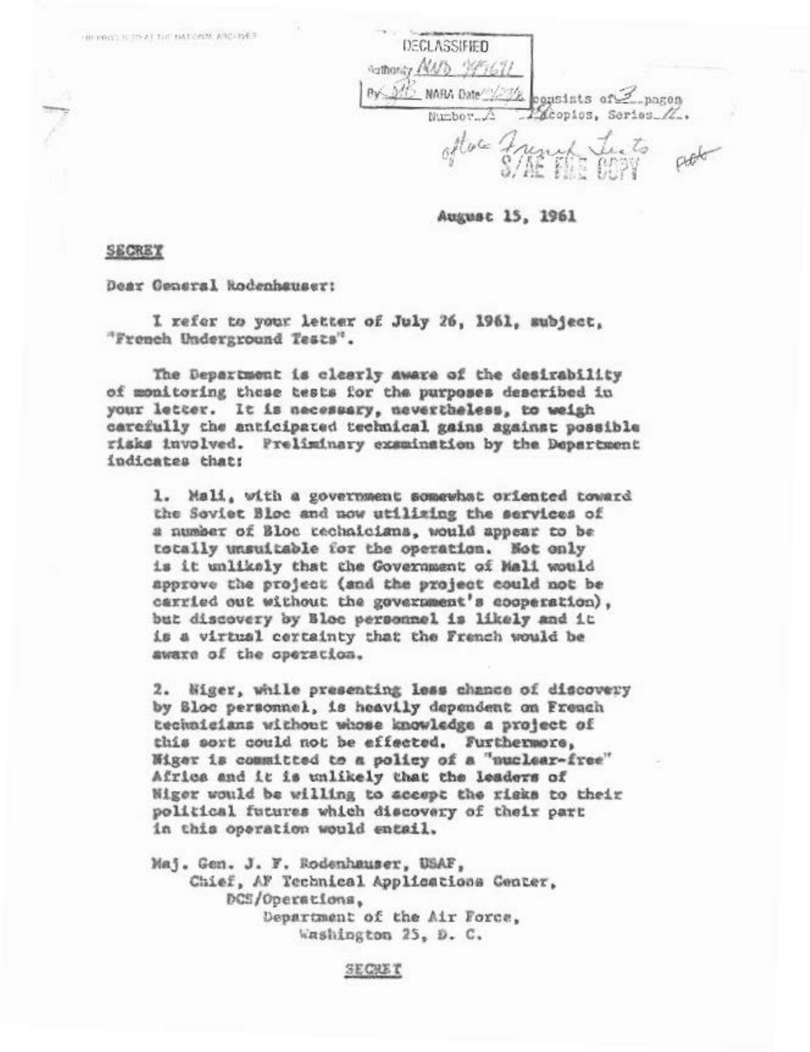DECLASSIFIED
Authority NND 979671
By SB NARA Date 12/23/11

consists of 3 pages
Number 4 of 12 copies, Series A.

SECRET

August 15, 1961

Dear General Rodenhauser:

I refer to your letter of July 26, 1961, subject, "French Underground Tests".

The Department is clearly aware of the desirability of monitoring these tests for the purposes described in your letter. It is necessary, nevertheless, to weigh carefully the anticipated technical gains against possible risks involved. Preliminary examination by the Department indicates that:

1. Mali, with a government somewhat oriented toward the Soviet Bloc and now utilizing the services of a number of Bloc technicians, would appear to be totally unsuitable for the operation. Not only is it unlikely that the Government of Mali would approve the project (and the project could not be carried out without the government's cooperation), but discovery by Bloc personnel is likely and it is a virtual certainty that the French would be aware of the operation.

2. Niger, while presenting less chance of discovery by Bloc personnel, is heavily dependent on French technicians without whose knowledge a project of this sort could not be effected. Furthermore, Niger is committed to a policy of a "nuclear-free" Africa and it is unlikely that the leaders of Niger would be willing to accept the risks to their political futures which discovery of their part in this operation would entail.

Maj. Gen. J. F. Rodenhauser, USAF,
Chief, AF Technical Applications Center,
DCS/Operations,
Department of the Air Force,
Washington 25, D. C.

SECRET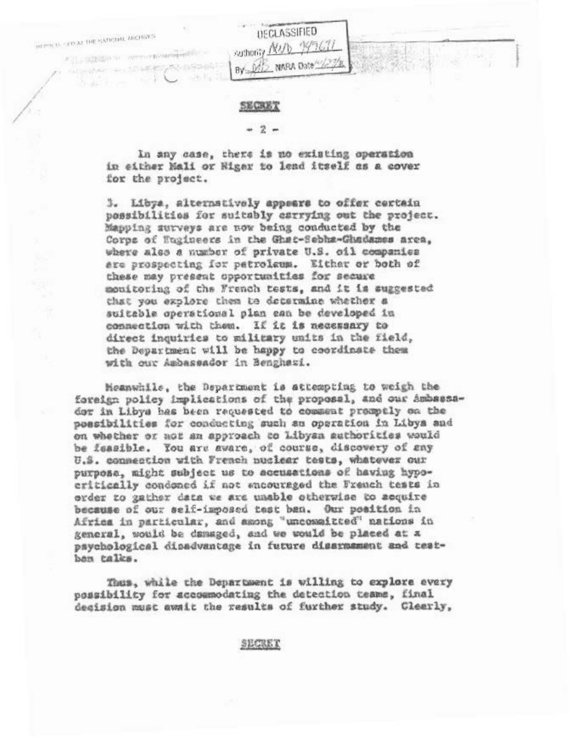DECLASSIFIED
Authority NND 949611
By [illegible] NARA Date [illegible]

SECRET

In any case, there is no existing operation in either Mali or Niger to lend itself as a cover for the project.

3. Libya, alternatively appears to offer certain possibilities for suitably carrying out the project. Mapping surveys are now being conducted by the Corps of Engineers in the Ghat-Sebha-Ghadames area, where also a number of private U.S. oil companies are prospecting for petroleum. Either or both of these may present opportunities for secure monitoring of the French tests, and it is suggested that you explore them to determine whether a suitable operational plan can be developed in connection with them. If it is necessary to direct inquiries to military units in the field, the Department will be happy to coordinate them with our Ambassador in Benghazi.

Meanwhile, the Department is attempting to weigh the foreign policy implications of the proposal, and our Ambassador in Libya has been requested to comment promptly on the possibilities for conducting such an operation in Libya and on whether or not an approach to Libyan authorities would be feasible. You are aware, of course, discovery of any U.S. connection with French nuclear tests, whatever our purpose, might subject us to accusations of having hypocritically condoned if not encouraged the French tests in order to gather data we are unable otherwise to acquire because of our self-imposed test ban. Our position in Africa in particular, and among "uncommitted" nations in general, would be damaged, and we would be placed at a psychological disadvantage in future disarmament and test-ban talks.

Thus, while the Department is willing to explore every possibility for accommodating the detection teams, final decision must await the results of further study. Clearly,

SECRET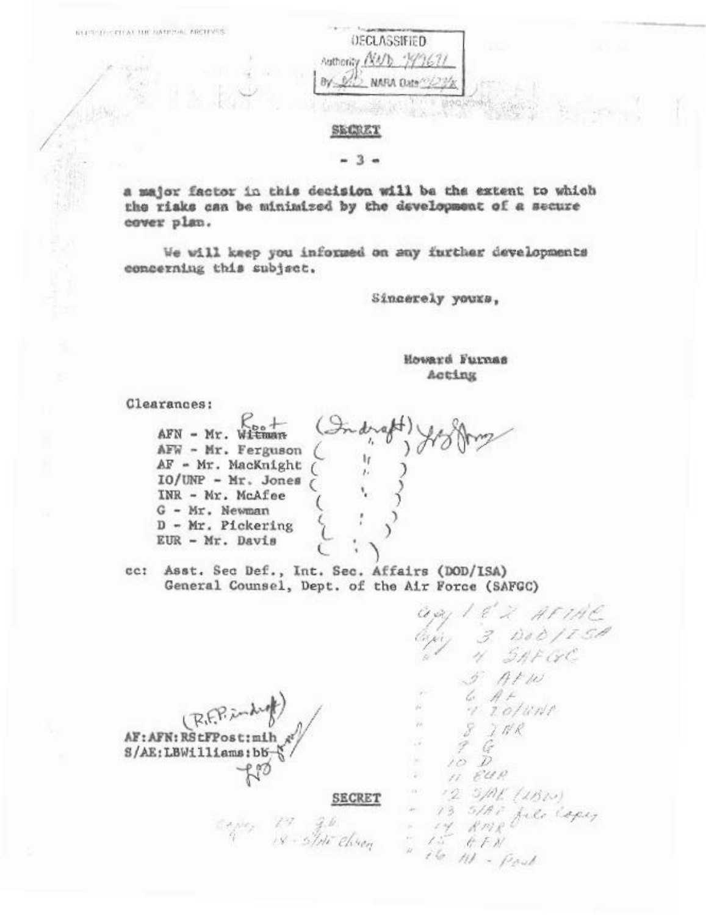DECLASSIFIED
Authority NND 979671
By NARA Date

**SECRET**

a major factor in this decision will be the extent to which the risks can be minimized by the development of a secure cover plan.

We will keep you informed on any further developments concerning this subject.

Sincerely yours,

Howard Furnas
Acting

Clearances:

AFN - Mr. ~~Witman~~ Post (In draft)
AFW - Mr. Ferguson ( " )
AF - Mr. MacKnight ( " )
IO/UNP - Mr. Jones ( " )
INR - Mr. McAfee ( " )
G - Mr. Newman ( " )
D - Mr. Pickering ( " )
EUR - Mr. Davis ( " )

cc: Asst. Sec Def., Int. Sec. Affairs (DOD/ISA)
General Counsel, Dept. of the Air Force (SAFGC)

Copy 1 & 2 AF/IAC
Copy 3 DOD/ISA
" 4 SAFGC
" 5 AFW
" 6 AF
" 7 IO/UNP
" 8 INR
" 9 G
" 10 D
" 11 EUR
" 12 S/AE (LBW)
" 13 S/AE file copy
" 14 RMR
" 15 AFN
" 16 AF - Post

Copy 17 G.B.
" 18 - S/AE chron

(R.F.P. in draft)
AF:AFN:RStFPost:mih
S/AE:LBWilliams:bb

**SECRET**